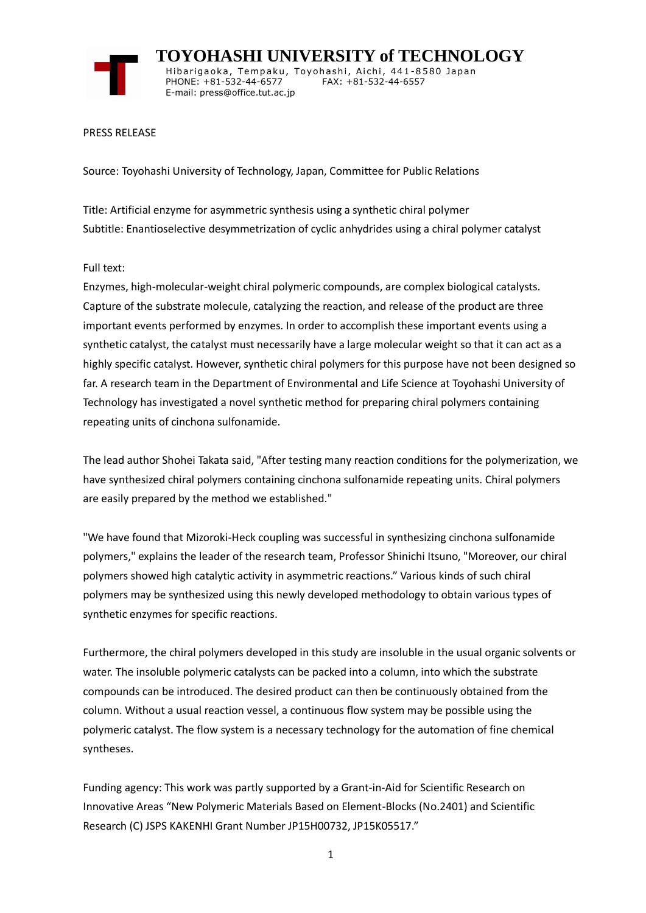# TOYOHASHI UNIVERSITY of TECHNOLOGY

Hibarigaoka, Tempaku, Toyohashi, Aichi, 441-8580 Japan
PHONE: +81-532-44-6577 FAX: +81-532-44-6557
E-mail: press@office.tut.ac.jp

PRESS RELEASE

Source: Toyohashi University of Technology, Japan, Committee for Public Relations

Title: Artificial enzyme for asymmetric synthesis using a synthetic chiral polymer
Subtitle: Enantioselective desymmetrization of cyclic anhydrides using a chiral polymer catalyst

Full text:
Enzymes, high-molecular-weight chiral polymeric compounds, are complex biological catalysts. Capture of the substrate molecule, catalyzing the reaction, and release of the product are three important events performed by enzymes. In order to accomplish these important events using a synthetic catalyst, the catalyst must necessarily have a large molecular weight so that it can act as a highly specific catalyst. However, synthetic chiral polymers for this purpose have not been designed so far. A research team in the Department of Environmental and Life Science at Toyohashi University of Technology has investigated a novel synthetic method for preparing chiral polymers containing repeating units of cinchona sulfonamide.

The lead author Shohei Takata said, "After testing many reaction conditions for the polymerization, we have synthesized chiral polymers containing cinchona sulfonamide repeating units. Chiral polymers are easily prepared by the method we established."

"We have found that Mizoroki-Heck coupling was successful in synthesizing cinchona sulfonamide polymers," explains the leader of the research team, Professor Shinichi Itsuno, "Moreover, our chiral polymers showed high catalytic activity in asymmetric reactions." Various kinds of such chiral polymers may be synthesized using this newly developed methodology to obtain various types of synthetic enzymes for specific reactions.

Furthermore, the chiral polymers developed in this study are insoluble in the usual organic solvents or water. The insoluble polymeric catalysts can be packed into a column, into which the substrate compounds can be introduced. The desired product can then be continuously obtained from the column. Without a usual reaction vessel, a continuous flow system may be possible using the polymeric catalyst. The flow system is a necessary technology for the automation of fine chemical syntheses.

Funding agency: This work was partly supported by a Grant-in-Aid for Scientific Research on Innovative Areas "New Polymeric Materials Based on Element-Blocks (No.2401) and Scientific Research (C) JSPS KAKENHI Grant Number JP15H00732, JP15K05517."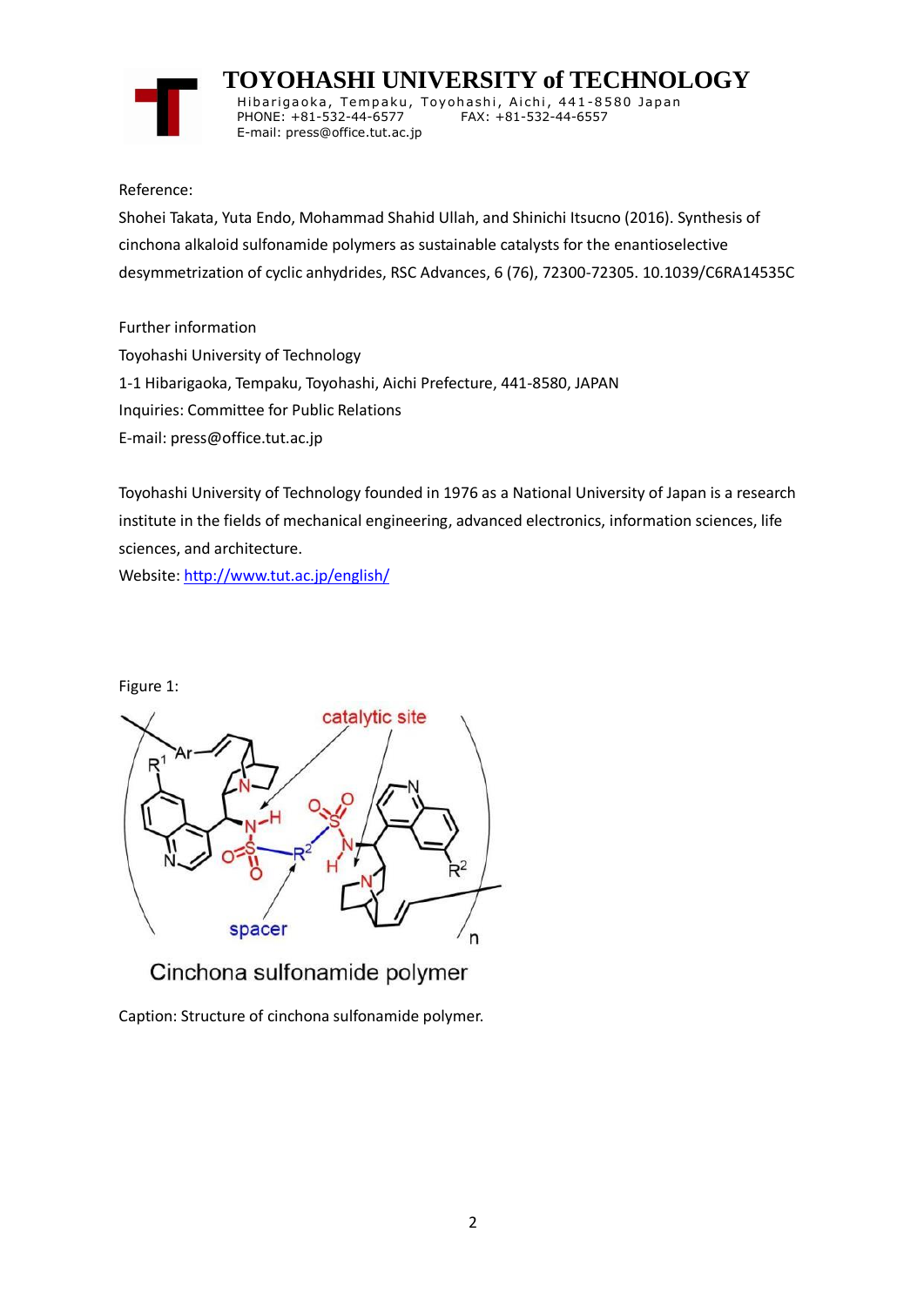# TOYOHASHI UNIVERSITY of TECHNOLOGY

Hibarigaoka, Tempaku, Toyohashi, Aichi, 441-8580 Japan
PHONE: +81-532-44-6577 FAX: +81-532-44-6557
E-mail: press@office.tut.ac.jp

Reference:

Shohei Takata, Yuta Endo, Mohammad Shahid Ullah, and Shinichi Itsucno (2016). Synthesis of cinchona alkaloid sulfonamide polymers as sustainable catalysts for the enantioselective desymmetrization of cyclic anhydrides, RSC Advances, 6 (76), 72300-72305. 10.1039/C6RA14535C

Further information

Toyohashi University of Technology

1-1 Hibarigaoka, Tempaku, Toyohashi, Aichi Prefecture, 441-8580, JAPAN

Inquiries: Committee for Public Relations

E-mail: press@office.tut.ac.jp

Toyohashi University of Technology founded in 1976 as a National University of Japan is a research institute in the fields of mechanical engineering, advanced electronics, information sciences, life sciences, and architecture.

Website: http://www.tut.ac.jp/english/

Figure 1:

Caption: Structure of cinchona sulfonamide polymer.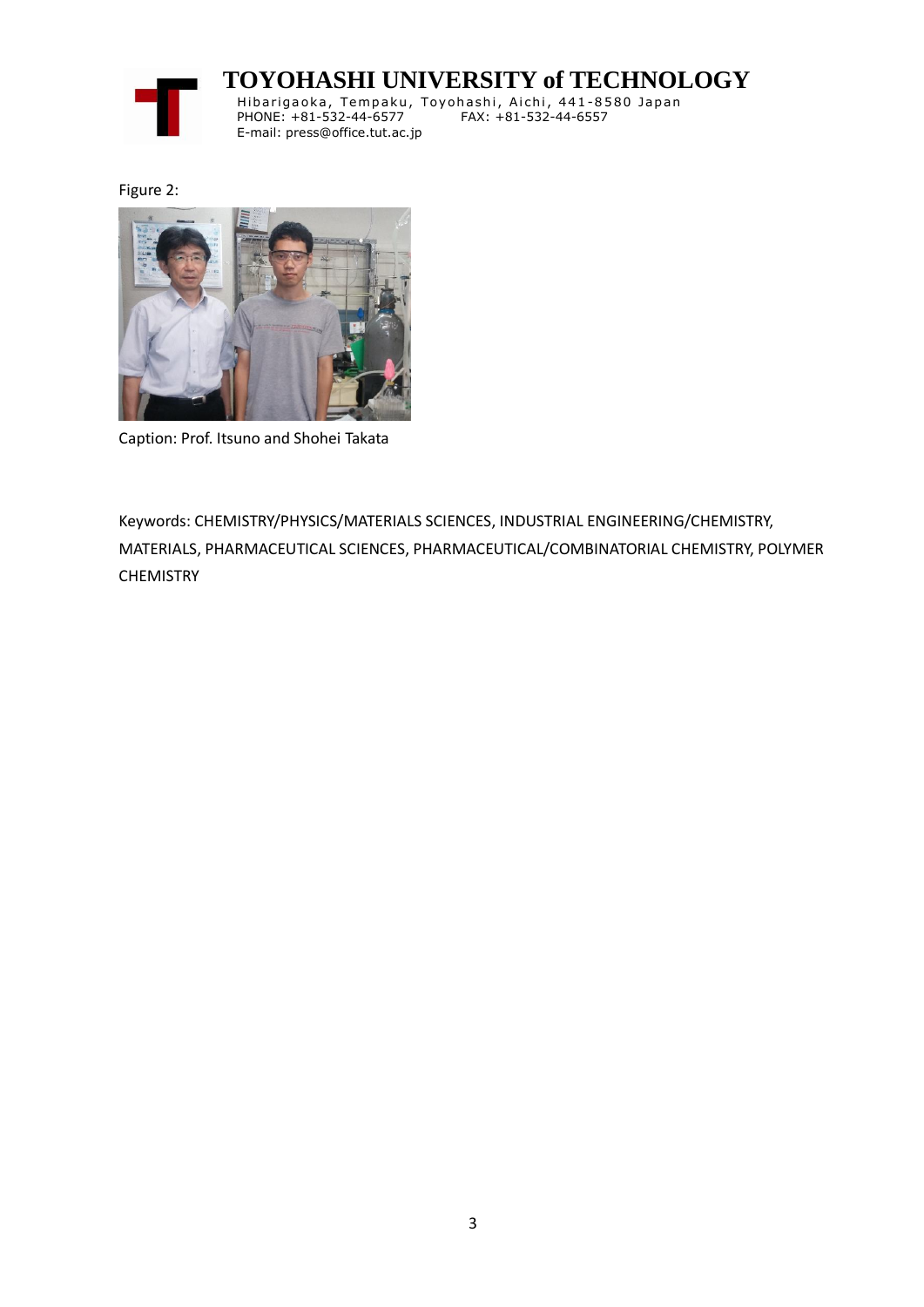Figure 2:

Caption: Prof. Itsuno and Shohei Takata

Keywords: CHEMISTRY/PHYSICS/MATERIALS SCIENCES, INDUSTRIAL ENGINEERING/CHEMISTRY, MATERIALS, PHARMACEUTICAL SCIENCES, PHARMACEUTICAL/COMBINATORIAL CHEMISTRY, POLYMER CHEMISTRY